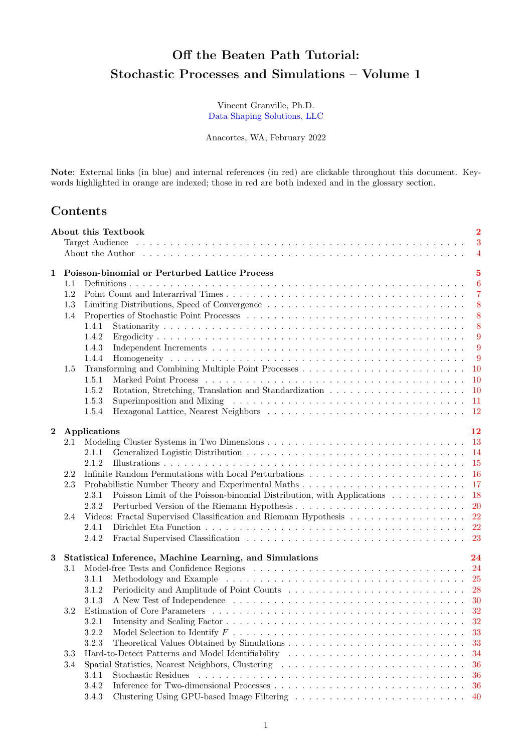# Off the Beaten Path Tutorial:
# Stochastic Processes and Simulations – Volume 1

Vincent Granville, Ph.D.
Data Shaping Solutions, LLC

Anacortes, WA, February 2022

**Note**: External links (in blue) and internal references (in red) are clickable throughout this document. Keywords highlighted in orange are indexed; those in red are both indexed and in the glossary section.

## Contents

**About this Textbook** ... 2
- Target Audience ... 3
- About the Author ... 4

**1 Poisson-binomial or Perturbed Lattice Process** ... 5
- 1.1 Definitions ... 6
- 1.2 Point Count and Interarrival Times ... 7
- 1.3 Limiting Distributions, Speed of Convergence ... 8
- 1.4 Properties of Stochastic Point Processes ... 8
  - 1.4.1 Stationarity ... 8
  - 1.4.2 Ergodicity ... 9
  - 1.4.3 Independent Increments ... 9
  - 1.4.4 Homogeneity ... 9
- 1.5 Transforming and Combining Multiple Point Processes ... 10
  - 1.5.1 Marked Point Process ... 10
  - 1.5.2 Rotation, Stretching, Translation and Standardization ... 10
  - 1.5.3 Superimposition and Mixing ... 11
  - 1.5.4 Hexagonal Lattice, Nearest Neighbors ... 12

**2 Applications** ... 12
- 2.1 Modeling Cluster Systems in Two Dimensions ... 13
  - 2.1.1 Generalized Logistic Distribution ... 14
  - 2.1.2 Illustrations ... 15
- 2.2 Infinite Random Permutations with Local Perturbations ... 16
- 2.3 Probabilistic Number Theory and Experimental Maths ... 17
  - 2.3.1 Poisson Limit of the Poisson-binomial Distribution, with Applications ... 18
  - 2.3.2 Perturbed Version of the Riemann Hypothesis ... 20
- 2.4 Videos: Fractal Supervised Classification and Riemann Hypothesis ... 22
  - 2.4.1 Dirichlet Eta Function ... 22
  - 2.4.2 Fractal Supervised Classification ... 23

**3 Statistical Inference, Machine Learning, and Simulations** ... 24
- 3.1 Model-free Tests and Confidence Regions ... 24
  - 3.1.1 Methodology and Example ... 25
  - 3.1.2 Periodicity and Amplitude of Point Counts ... 28
  - 3.1.3 A New Test of Independence ... 30
- 3.2 Estimation of Core Parameters ... 32
  - 3.2.1 Intensity and Scaling Factor ... 32
  - 3.2.2 Model Selection to Identify $F$ ... 33
  - 3.2.3 Theoretical Values Obtained by Simulations ... 33
- 3.3 Hard-to-Detect Patterns and Model Identifiability ... 34
- 3.4 Spatial Statistics, Nearest Neighbors, Clustering ... 36
  - 3.4.1 Stochastic Residues ... 36
  - 3.4.2 Inference for Two-dimensional Processes ... 36
  - 3.4.3 Clustering Using GPU-based Image Filtering ... 40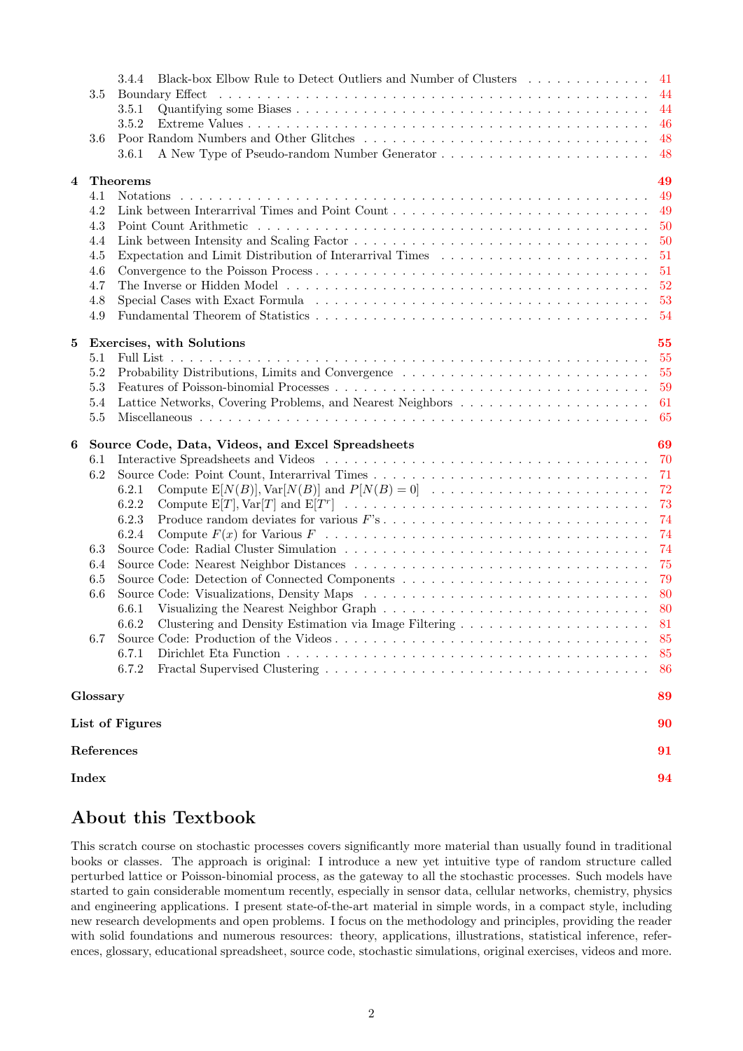- 3.4.4 Black-box Elbow Rule to Detect Outliers and Number of Clusters . . . 41
- 3.5 Boundary Effect . . . 44
  - 3.5.1 Quantifying some Biases . . . 44
  - 3.5.2 Extreme Values . . . 46
- 3.6 Poor Random Numbers and Other Glitches . . . 48
  - 3.6.1 A New Type of Pseudo-random Number Generator . . . 48

**4 Theorems** **49**
- 4.1 Notations . . . 49
- 4.2 Link between Interarrival Times and Point Count . . . 49
- 4.3 Point Count Arithmetic . . . 50
- 4.4 Link between Intensity and Scaling Factor . . . 50
- 4.5 Expectation and Limit Distribution of Interarrival Times . . . 51
- 4.6 Convergence to the Poisson Process . . . 51
- 4.7 The Inverse or Hidden Model . . . 52
- 4.8 Special Cases with Exact Formula . . . 53
- 4.9 Fundamental Theorem of Statistics . . . 54

**5 Exercises, with Solutions** **55**
- 5.1 Full List . . . 55
- 5.2 Probability Distributions, Limits and Convergence . . . 55
- 5.3 Features of Poisson-binomial Processes . . . 59
- 5.4 Lattice Networks, Covering Problems, and Nearest Neighbors . . . 61
- 5.5 Miscellaneous . . . 65

**6 Source Code, Data, Videos, and Excel Spreadsheets** **69**
- 6.1 Interactive Spreadsheets and Videos . . . 70
- 6.2 Source Code: Point Count, Interarrival Times . . . 71
  - 6.2.1 Compute $\text{E}[N(B)], \text{Var}[N(B)]$ and $P[N(B) = 0]$ . . . 72
  - 6.2.2 Compute $\text{E}[T], \text{Var}[T]$ and $\text{E}[T^r]$ . . . 73
  - 6.2.3 Produce random deviates for various $F$'s . . . 74
  - 6.2.4 Compute $F(x)$ for Various $F$ . . . 74
- 6.3 Source Code: Radial Cluster Simulation . . . 74
- 6.4 Source Code: Nearest Neighbor Distances . . . 75
- 6.5 Source Code: Detection of Connected Components . . . 79
- 6.6 Source Code: Visualizations, Density Maps . . . 80
  - 6.6.1 Visualizing the Nearest Neighbor Graph . . . 80
  - 6.6.2 Clustering and Density Estimation via Image Filtering . . . 81
- 6.7 Source Code: Production of the Videos . . . 85
  - 6.7.1 Dirichlet Eta Function . . . 85
  - 6.7.2 Fractal Supervised Clustering . . . 86

**Glossary** **89**

**List of Figures** **90**

**References** **91**

**Index** **94**

## About this Textbook

This scratch course on stochastic processes covers significantly more material than usually found in traditional books or classes. The approach is original: I introduce a new yet intuitive type of random structure called perturbed lattice or Poisson-binomial process, as the gateway to all the stochastic processes. Such models have started to gain considerable momentum recently, especially in sensor data, cellular networks, chemistry, physics and engineering applications. I present state-of-the-art material in simple words, in a compact style, including new research developments and open problems. I focus on the methodology and principles, providing the reader with solid foundations and numerous resources: theory, applications, illustrations, statistical inference, references, glossary, educational spreadsheet, source code, stochastic simulations, original exercises, videos and more.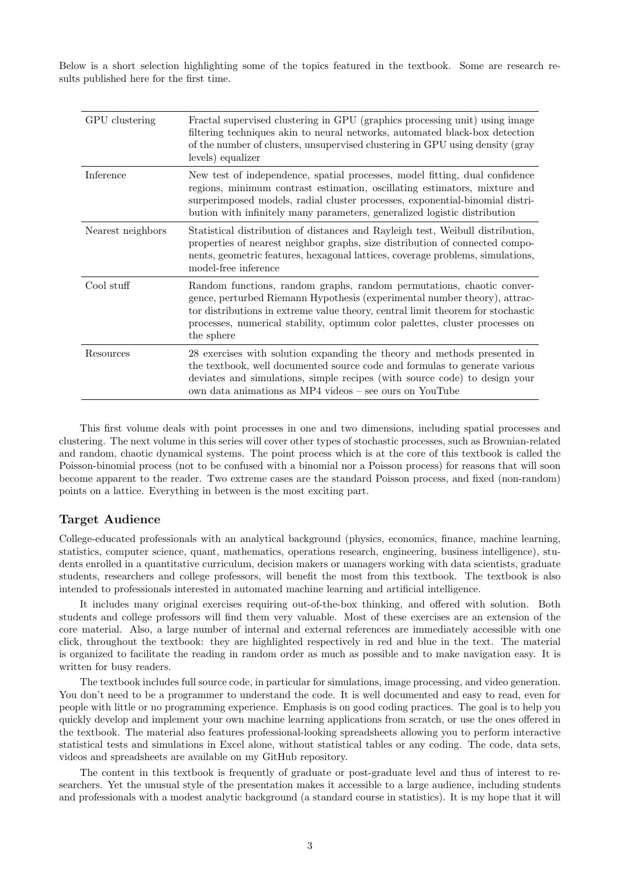Below is a short selection highlighting some of the topics featured in the textbook. Some are research results published here for the first time.

| | |
|---|---|
| GPU clustering | Fractal supervised clustering in GPU (graphics processing unit) using image filtering techniques akin to neural networks, automated black-box detection of the number of clusters, unsupervised clustering in GPU using density (gray levels) equalizer |
| Inference | New test of independence, spatial processes, model fitting, dual confidence regions, minimum contrast estimation, oscillating estimators, mixture and superimposed models, radial cluster processes, exponential-binomial distribution with infinitely many parameters, generalized logistic distribution |
| Nearest neighbors | Statistical distribution of distances and Rayleigh test, Weibull distribution, properties of nearest neighbor graphs, size distribution of connected components, geometric features, hexagonal lattices, coverage problems, simulations, model-free inference |
| Cool stuff | Random functions, random graphs, random permutations, chaotic convergence, perturbed Riemann Hypothesis (experimental number theory), attractor distributions in extreme value theory, central limit theorem for stochastic processes, numerical stability, optimum color palettes, cluster processes on the sphere |
| Resources | 28 exercises with solution expanding the theory and methods presented in the textbook, well documented source code and formulas to generate various deviates and simulations, simple recipes (with source code) to design your own data animations as MP4 videos – see ours on YouTube |

This first volume deals with point processes in one and two dimensions, including spatial processes and clustering. The next volume in this series will cover other types of stochastic processes, such as Brownian-related and random, chaotic dynamical systems. The point process which is at the core of this textbook is called the Poisson-binomial process (not to be confused with a binomial nor a Poisson process) for reasons that will soon become apparent to the reader. Two extreme cases are the standard Poisson process, and fixed (non-random) points on a lattice. Everything in between is the most exciting part.

### Target Audience

College-educated professionals with an analytical background (physics, economics, finance, machine learning, statistics, computer science, quant, mathematics, operations research, engineering, business intelligence), students enrolled in a quantitative curriculum, decision makers or managers working with data scientists, graduate students, researchers and college professors, will benefit the most from this textbook. The textbook is also intended to professionals interested in automated machine learning and artificial intelligence.

It includes many original exercises requiring out-of-the-box thinking, and offered with solution. Both students and college professors will find them very valuable. Most of these exercises are an extension of the core material. Also, a large number of internal and external references are immediately accessible with one click, throughout the textbook: they are highlighted respectively in red and blue in the text. The material is organized to facilitate the reading in random order as much as possible and to make navigation easy. It is written for busy readers.

The textbook includes full source code, in particular for simulations, image processing, and video generation. You don't need to be a programmer to understand the code. It is well documented and easy to read, even for people with little or no programming experience. Emphasis is on good coding practices. The goal is to help you quickly develop and implement your own machine learning applications from scratch, or use the ones offered in the textbook. The material also features professional-looking spreadsheets allowing you to perform interactive statistical tests and simulations in Excel alone, without statistical tables or any coding. The code, data sets, videos and spreadsheets are available on my GitHub repository.

The content in this textbook is frequently of graduate or post-graduate level and thus of interest to researchers. Yet the unusual style of the presentation makes it accessible to a large audience, including students and professionals with a modest analytic background (a standard course in statistics). It is my hope that it will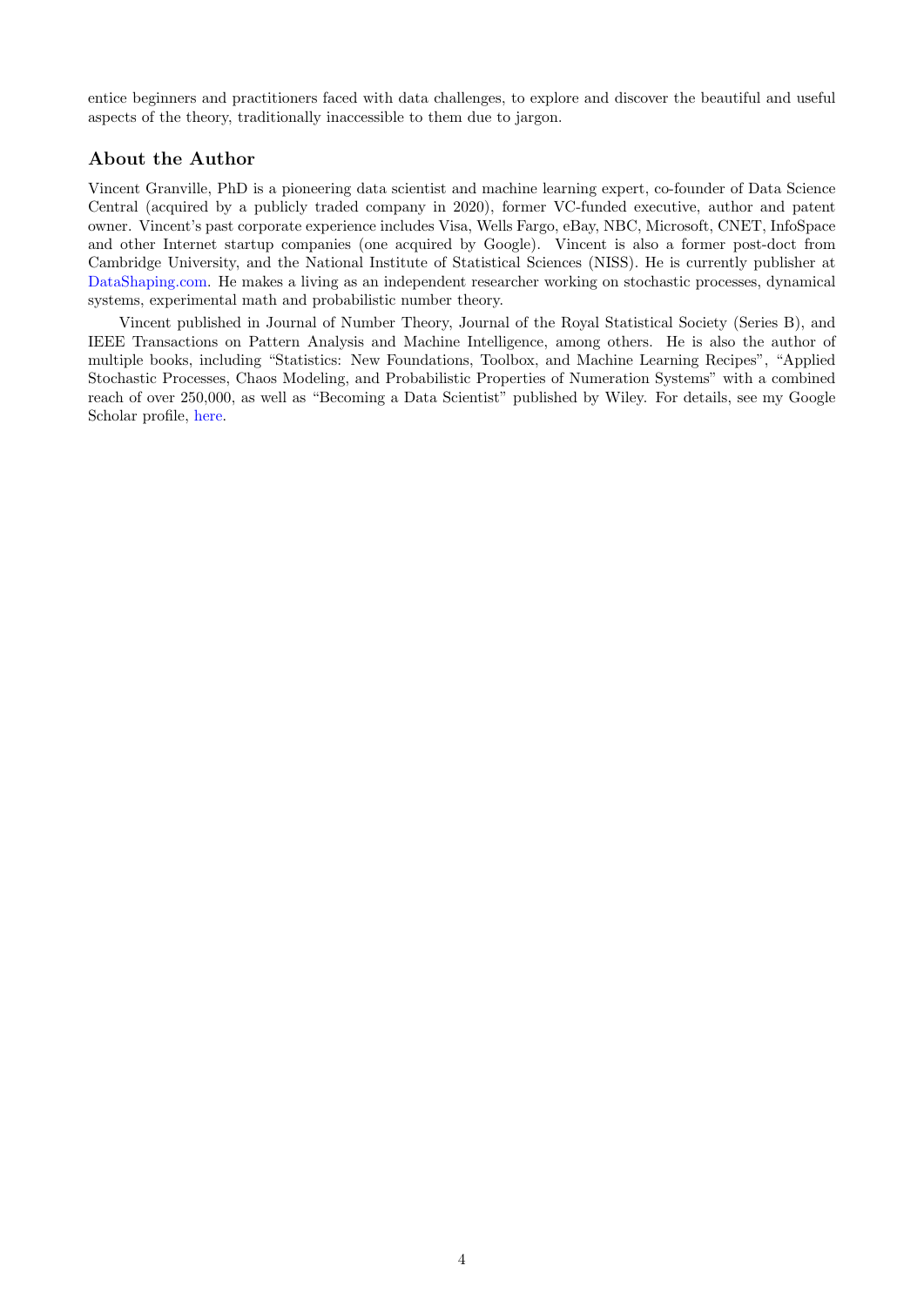entice beginners and practitioners faced with data challenges, to explore and discover the beautiful and useful aspects of the theory, traditionally inaccessible to them due to jargon.

## About the Author

Vincent Granville, PhD is a pioneering data scientist and machine learning expert, co-founder of Data Science Central (acquired by a publicly traded company in 2020), former VC-funded executive, author and patent owner. Vincent's past corporate experience includes Visa, Wells Fargo, eBay, NBC, Microsoft, CNET, InfoSpace and other Internet startup companies (one acquired by Google). Vincent is also a former post-doct from Cambridge University, and the National Institute of Statistical Sciences (NISS). He is currently publisher at DataShaping.com. He makes a living as an independent researcher working on stochastic processes, dynamical systems, experimental math and probabilistic number theory.

Vincent published in Journal of Number Theory, Journal of the Royal Statistical Society (Series B), and IEEE Transactions on Pattern Analysis and Machine Intelligence, among others. He is also the author of multiple books, including "Statistics: New Foundations, Toolbox, and Machine Learning Recipes", "Applied Stochastic Processes, Chaos Modeling, and Probabilistic Properties of Numeration Systems" with a combined reach of over 250,000, as well as "Becoming a Data Scientist" published by Wiley. For details, see my Google Scholar profile, here.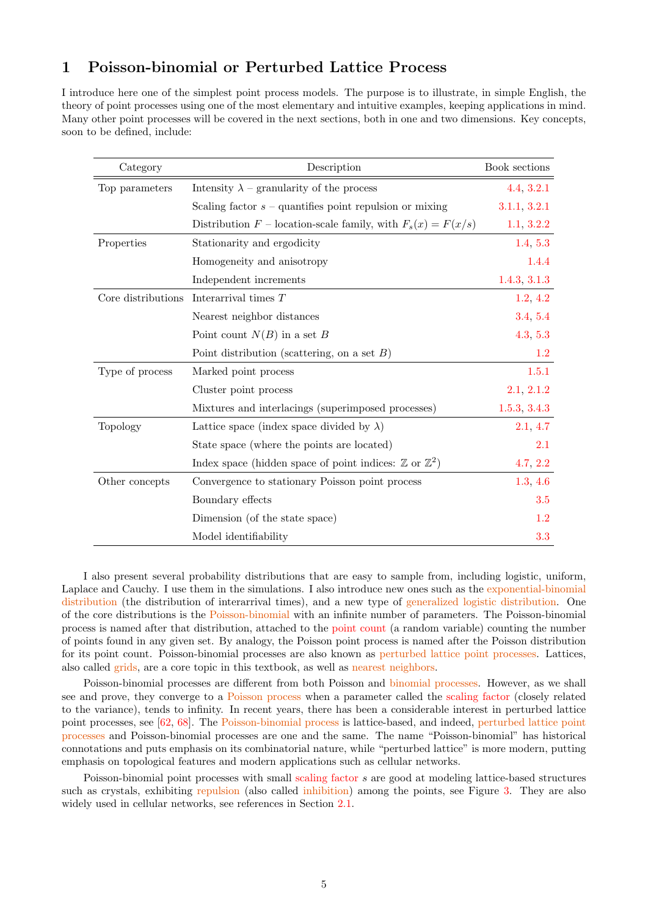# 1 Poisson-binomial or Perturbed Lattice Process

I introduce here one of the simplest point process models. The purpose is to illustrate, in simple English, the theory of point processes using one of the most elementary and intuitive examples, keeping applications in mind. Many other point processes will be covered in the next sections, both in one and two dimensions. Key concepts, soon to be defined, include:

| Category | Description | Book sections |
|---|---|---|
| Top parameters | Intensity $\lambda$ – granularity of the process | 4.4, 3.2.1 |
| | Scaling factor $s$ – quantifies point repulsion or mixing | 3.1.1, 3.2.1 |
| | Distribution $F$ – location-scale family, with $F_s(x) = F(x/s)$ | 1.1, 3.2.2 |
| Properties | Stationarity and ergodicity | 1.4, 5.3 |
| | Homogeneity and anisotropy | 1.4.4 |
| | Independent increments | 1.4.3, 3.1.3 |
| Core distributions | Interarrival times $T$ | 1.2, 4.2 |
| | Nearest neighbor distances | 3.4, 5.4 |
| | Point count $N(B)$ in a set $B$ | 4.3, 5.3 |
| | Point distribution (scattering, on a set $B$) | 1.2 |
| Type of process | Marked point process | 1.5.1 |
| | Cluster point process | 2.1, 2.1.2 |
| | Mixtures and interlacings (superimposed processes) | 1.5.3, 3.4.3 |
| Topology | Lattice space (index space divided by $\lambda$) | 2.1, 4.7 |
| | State space (where the points are located) | 2.1 |
| | Index space (hidden space of point indices: $\mathbb{Z}$ or $\mathbb{Z}^2$) | 4.7, 2.2 |
| Other concepts | Convergence to stationary Poisson point process | 1.3, 4.6 |
| | Boundary effects | 3.5 |
| | Dimension (of the state space) | 1.2 |
| | Model identifiability | 3.3 |

I also present several probability distributions that are easy to sample from, including logistic, uniform, Laplace and Cauchy. I use them in the simulations. I also introduce new ones such as the exponential-binomial distribution (the distribution of interarrival times), and a new type of generalized logistic distribution. One of the core distributions is the Poisson-binomial with an infinite number of parameters. The Poisson-binomial process is named after that distribution, attached to the point count (a random variable) counting the number of points found in any given set. By analogy, the Poisson point process is named after the Poisson distribution for its point count. Poisson-binomial processes are also known as perturbed lattice point processes. Lattices, also called grids, are a core topic in this textbook, as well as nearest neighbors.

Poisson-binomial processes are different from both Poisson and binomial processes. However, as we shall see and prove, they converge to a Poisson process when a parameter called the scaling factor (closely related to the variance), tends to infinity. In recent years, there has been a considerable interest in perturbed lattice point processes, see [62, 68]. The Poisson-binomial process is lattice-based, and indeed, perturbed lattice point processes and Poisson-binomial processes are one and the same. The name "Poisson-binomial" has historical connotations and puts emphasis on its combinatorial nature, while "perturbed lattice" is more modern, putting emphasis on topological features and modern applications such as cellular networks.

Poisson-binomial point processes with small scaling factor $s$ are good at modeling lattice-based structures such as crystals, exhibiting repulsion (also called inhibition) among the points, see Figure 3. They are also widely used in cellular networks, see references in Section 2.1.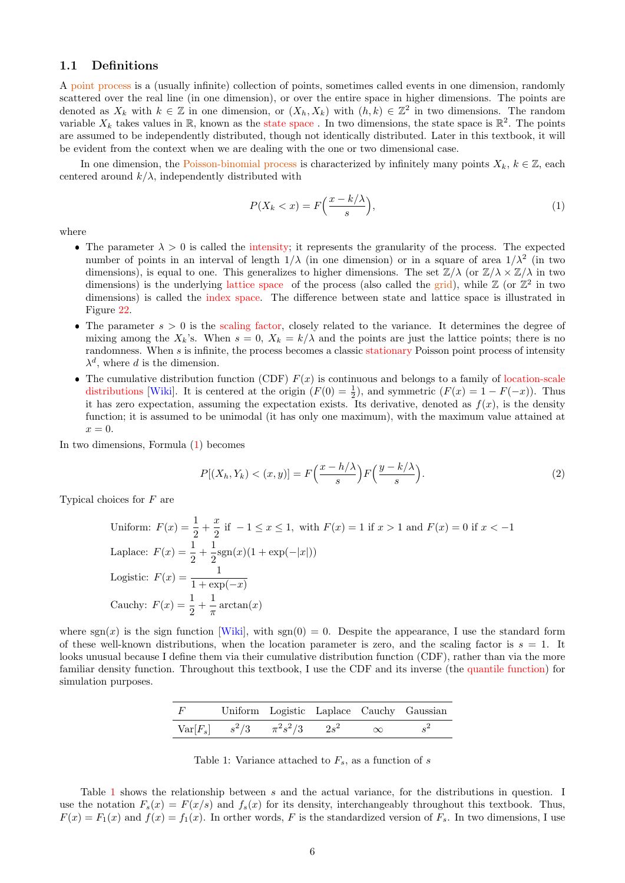### 1.1 Definitions

A point process is a (usually infinite) collection of points, sometimes called events in one dimension, randomly scattered over the real line (in one dimension), or over the entire space in higher dimensions. The points are denoted as $X_k$ with $k \in \mathbb{Z}$ in one dimension, or $(X_h, X_k)$ with $(h,k) \in \mathbb{Z}^2$ in two dimensions. The random variable $X_k$ takes values in $\mathbb{R}$, known as the state space . In two dimensions, the state space is $\mathbb{R}^2$. The points are assumed to be independently distributed, though not identically distributed. Later in this textbook, it will be evident from the context when we are dealing with the one or two dimensional case.

In one dimension, the Poisson-binomial process is characterized by infinitely many points $X_k$, $k \in \mathbb{Z}$, each centered around $k/\lambda$, independently distributed with

$$P(X_k < x) = F\Big(\frac{x - k/\lambda}{s}\Big), \tag{1}$$

where

- The parameter $\lambda > 0$ is called the intensity; it represents the granularity of the process. The expected number of points in an interval of length $1/\lambda$ (in one dimension) or in a square of area $1/\lambda^2$ (in two dimensions), is equal to one. This generalizes to higher dimensions. The set $\mathbb{Z}/\lambda$ (or $\mathbb{Z}/\lambda \times \mathbb{Z}/\lambda$ in two dimensions) is the underlying lattice space of the process (also called the grid), while $\mathbb{Z}$ (or $\mathbb{Z}^2$ in two dimensions) is called the index space. The difference between state and lattice space is illustrated in Figure 22.
- The parameter $s > 0$ is the scaling factor, closely related to the variance. It determines the degree of mixing among the $X_k$'s. When $s = 0$, $X_k = k/\lambda$ and the points are just the lattice points; there is no randomness. When $s$ is infinite, the process becomes a classic stationary Poisson point process of intensity $\lambda^d$, where $d$ is the dimension.
- The cumulative distribution function (CDF) $F(x)$ is continuous and belongs to a family of location-scale distributions [Wiki]. It is centered at the origin ($F(0) = \frac{1}{2}$), and symmetric ($F(x) = 1 - F(-x)$). Thus it has zero expectation, assuming the expectation exists. Its derivative, denoted as $f(x)$, is the density function; it is assumed to be unimodal (it has only one maximum), with the maximum value attained at $x = 0$.

In two dimensions, Formula (1) becomes

$$P[(X_h, Y_k) < (x,y)] = F\Big(\frac{x - h/\lambda}{s}\Big) F\Big(\frac{y - k/\lambda}{s}\Big). \tag{2}$$

Typical choices for $F$ are

$$\text{Uniform: } F(x) = \frac{1}{2} + \frac{x}{2} \text{ if } -1 \leq x \leq 1, \text{ with } F(x) = 1 \text{ if } x > 1 \text{ and } F(x) = 0 \text{ if } x < -1$$

$$\text{Laplace: } F(x) = \frac{1}{2} + \frac{1}{2}\text{sgn}(x)(1 + \exp(-|x|))$$

$$\text{Logistic: } F(x) = \frac{1}{1 + \exp(-x)}$$

$$\text{Cauchy: } F(x) = \frac{1}{2} + \frac{1}{\pi}\arctan(x)$$

where $\text{sgn}(x)$ is the sign function [Wiki], with $\text{sgn}(0) = 0$. Despite the appearance, I use the standard form of these well-known distributions, when the location parameter is zero, and the scaling factor is $s = 1$. It looks unusual because I define them via their cumulative distribution function (CDF), rather than via the more familiar density function. Throughout this textbook, I use the CDF and its inverse (the quantile function) for simulation purposes.

| $F$ | Uniform | Logistic | Laplace | Cauchy | Gaussian |
|---|---|---|---|---|---|
| $\text{Var}[F_s]$ | $s^2/3$ | $\pi^2 s^2/3$ | $2s^2$ | $\infty$ | $s^2$ |

Table 1: Variance attached to $F_s$, as a function of $s$

Table 1 shows the relationship between $s$ and the actual variance, for the distributions in question. I use the notation $F_s(x) = F(x/s)$ and $f_s(x)$ for its density, interchangeably throughout this textbook. Thus, $F(x) = F_1(x)$ and $f(x) = f_1(x)$. In orther words, $F$ is the standardized version of $F_s$. In two dimensions, I use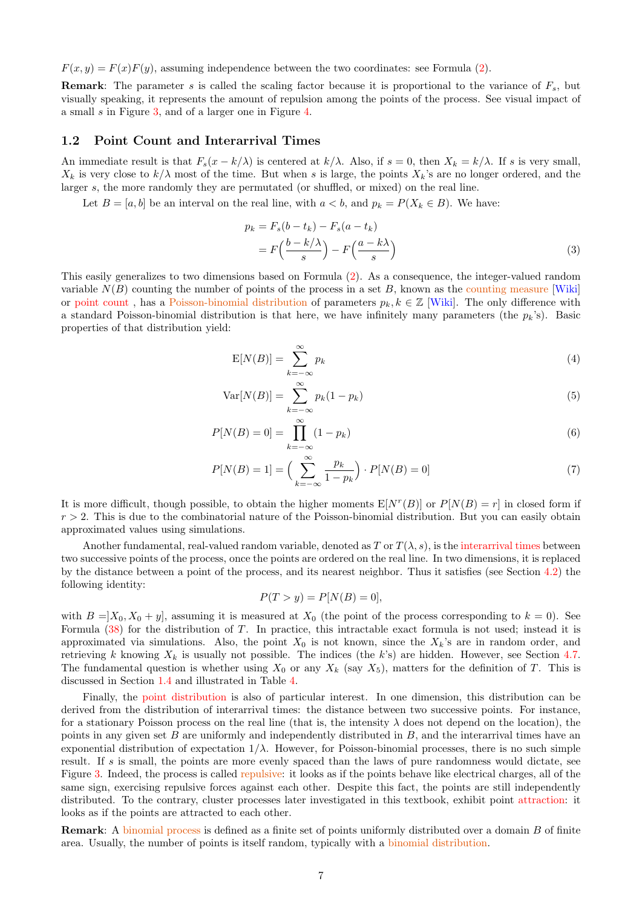$F(x, y) = F(x)F(y)$, assuming independence between the two coordinates: see Formula (2).

**Remark**: The parameter $s$ is called the scaling factor because it is proportional to the variance of $F_s$, but visually speaking, it represents the amount of repulsion among the points of the process. See visual impact of a small $s$ in Figure 3, and of a larger one in Figure 4.

## 1.2 Point Count and Interarrival Times

An immediate result is that $F_s(x - k/\lambda)$ is centered at $k/\lambda$. Also, if $s = 0$, then $X_k = k/\lambda$. If $s$ is very small, $X_k$ is very close to $k/\lambda$ most of the time. But when $s$ is large, the points $X_k$'s are no longer ordered, and the larger $s$, the more randomly they are permutated (or shuffled, or mixed) on the real line.

Let $B = [a, b]$ be an interval on the real line, with $a < b$, and $p_k = P(X_k \in B)$. We have:

$$
\begin{aligned}
p_k &= F_s(b - t_k) - F_s(a - t_k) \\
&= F\Big(\frac{b - k/\lambda}{s}\Big) - F\Big(\frac{a - k\lambda}{s}\Big)
\end{aligned}
\tag{3}
$$

This easily generalizes to two dimensions based on Formula (2). As a consequence, the integer-valued random variable $N(B)$ counting the number of points of the process in a set $B$, known as the counting measure [Wiki] or point count , has a Poisson-binomial distribution of parameters $p_k, k \in \mathbb{Z}$ [Wiki]. The only difference with a standard Poisson-binomial distribution is that here, we have infinitely many parameters (the $p_k$'s). Basic properties of that distribution yield:

$$
\mathrm{E}[N(B)] = \sum_{k=-\infty}^{\infty} p_k \tag{4}
$$

$$
\mathrm{Var}[N(B)] = \sum_{k=-\infty}^{\infty} p_k(1 - p_k) \tag{5}
$$

$$
P[N(B) = 0] = \prod_{k=-\infty}^{\infty} (1 - p_k) \tag{6}
$$

$$
P[N(B) = 1] = \Big(\sum_{k=-\infty}^{\infty} \frac{p_k}{1 - p_k}\Big) \cdot P[N(B) = 0] \tag{7}
$$

It is more difficult, though possible, to obtain the higher moments $\mathrm{E}[N^r(B)]$ or $P[N(B) = r]$ in closed form if $r > 2$. This is due to the combinatorial nature of the Poisson-binomial distribution. But you can easily obtain approximated values using simulations.

Another fundamental, real-valued random variable, denoted as $T$ or $T(\lambda, s)$, is the interarrival times between two successive points of the process, once the points are ordered on the real line. In two dimensions, it is replaced by the distance between a point of the process, and its nearest neighbor. Thus it satisfies (see Section 4.2) the following identity:

$$
P(T > y) = P[N(B) = 0],
$$

with $B = ]X_0, X_0 + y]$, assuming it is measured at $X_0$ (the point of the process corresponding to $k = 0$). See Formula (38) for the distribution of $T$. In practice, this intractable exact formula is not used; instead it is approximated via simulations. Also, the point $X_0$ is not known, since the $X_k$'s are in random order, and retrieving $k$ knowing $X_k$ is usually not possible. The indices (the $k$'s) are hidden. However, see Section 4.7. The fundamental question is whether using $X_0$ or any $X_k$ (say $X_5$), matters for the definition of $T$. This is discussed in Section 1.4 and illustrated in Table 4.

Finally, the point distribution is also of particular interest. In one dimension, this distribution can be derived from the distribution of interarrival times: the distance between two successive points. For instance, for a stationary Poisson process on the real line (that is, the intensity $\lambda$ does not depend on the location), the points in any given set $B$ are uniformly and independently distributed in $B$, and the interarrival times have an exponential distribution of expectation $1/\lambda$. However, for Poisson-binomial processes, there is no such simple result. If $s$ is small, the points are more evenly spaced than the laws of pure randomness would dictate, see Figure 3. Indeed, the process is called repulsive: it looks as if the points behave like electrical charges, all of the same sign, exercising repulsive forces against each other. Despite this fact, the points are still independently distributed. To the contrary, cluster processes later investigated in this textbook, exhibit point attraction: it looks as if the points are attracted to each other.

**Remark**: A binomial process is defined as a finite set of points uniformly distributed over a domain $B$ of finite area. Usually, the number of points is itself random, typically with a binomial distribution.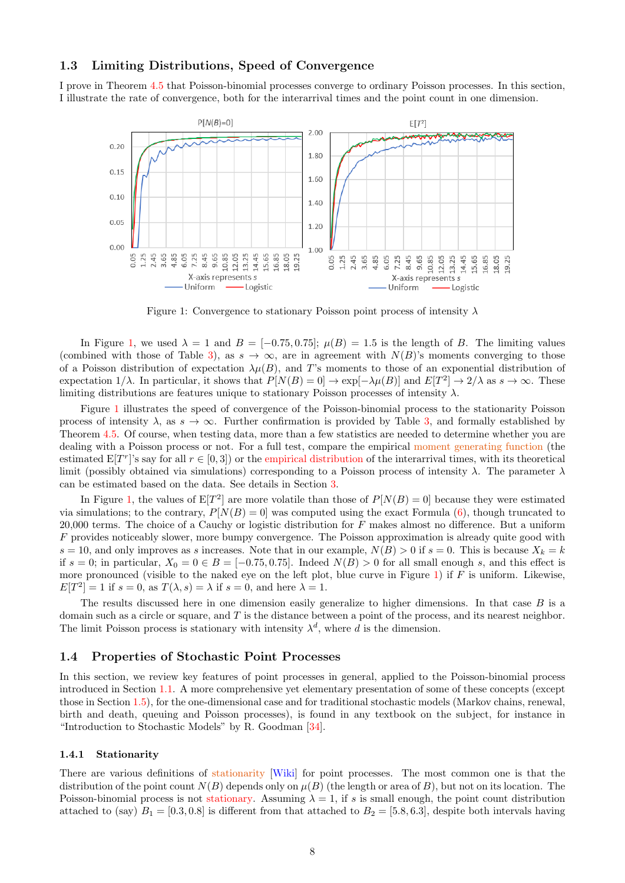### 1.3 Limiting Distributions, Speed of Convergence

I prove in Theorem 4.5 that Poisson-binomial processes converge to ordinary Poisson processes. In this section, I illustrate the rate of convergence, both for the interarrival times and the point count in one dimension.

Figure 1: Convergence to stationary Poisson point process of intensity $\lambda$

In Figure 1, we used $\lambda = 1$ and $B = [-0.75, 0.75]$; $\mu(B) = 1.5$ is the length of $B$. The limiting values (combined with those of Table 3), as $s \to \infty$, are in agreement with $N(B)$'s moments converging to those of a Poisson distribution of expectation $\lambda\mu(B)$, and $T$'s moments to those of an exponential distribution of expectation $1/\lambda$. In particular, it shows that $P[N(B) = 0] \to \exp[-\lambda\mu(B)]$ and $E[T^2] \to 2/\lambda$ as $s \to \infty$. These limiting distributions are features unique to stationary Poisson processes of intensity $\lambda$.

Figure 1 illustrates the speed of convergence of the Poisson-binomial process to the stationarity Poisson process of intensity $\lambda$, as $s \to \infty$. Further confirmation is provided by Table 3, and formally established by Theorem 4.5. Of course, when testing data, more than a few statistics are needed to determine whether you are dealing with a Poisson process or not. For a full test, compare the empirical moment generating function (the estimated $E[T^r]$'s say for all $r \in [0, 3]$) or the empirical distribution of the interarrival times, with its theoretical limit (possibly obtained via simulations) corresponding to a Poisson process of intensity $\lambda$. The parameter $\lambda$ can be estimated based on the data. See details in Section 3.

In Figure 1, the values of $E[T^2]$ are more volatile than those of $P[N(B) = 0]$ because they were estimated via simulations; to the contrary, $P[N(B) = 0]$ was computed using the exact Formula (6), though truncated to 20,000 terms. The choice of a Cauchy or logistic distribution for $F$ makes almost no difference. But a uniform $F$ provides noticeably slower, more bumpy convergence. The Poisson approximation is already quite good with $s = 10$, and only improves as $s$ increases. Note that in our example, $N(B) > 0$ if $s = 0$. This is because $X_k = k$ if $s = 0$; in particular, $X_0 = 0 \in B = [-0.75, 0.75]$. Indeed $N(B) > 0$ for all small enough $s$, and this effect is more pronounced (visible to the naked eye on the left plot, blue curve in Figure 1) if $F$ is uniform. Likewise, $E[T^2] = 1$ if $s = 0$, as $T(\lambda, s) = \lambda$ if $s = 0$, and here $\lambda = 1$.

The results discussed here in one dimension easily generalize to higher dimensions. In that case $B$ is a domain such as a circle or square, and $T$ is the distance between a point of the process, and its nearest neighbor. The limit Poisson process is stationary with intensity $\lambda^d$, where $d$ is the dimension.

### 1.4 Properties of Stochastic Point Processes

In this section, we review key features of point processes in general, applied to the Poisson-binomial process introduced in Section 1.1. A more comprehensive yet elementary presentation of some of these concepts (except those in Section 1.5), for the one-dimensional case and for traditional stochastic models (Markov chains, renewal, birth and death, queuing and Poisson processes), is found in any textbook on the subject, for instance in "Introduction to Stochastic Models" by R. Goodman [34].

#### 1.4.1 Stationarity

There are various definitions of stationarity [Wiki] for point processes. The most common one is that the distribution of the point count $N(B)$ depends only on $\mu(B)$ (the length or area of $B$), but not on its location. The Poisson-binomial process is not stationary. Assuming $\lambda = 1$, if $s$ is small enough, the point count distribution attached to (say) $B_1 = [0.3, 0.8]$ is different from that attached to $B_2 = [5.8, 6.3]$, despite both intervals having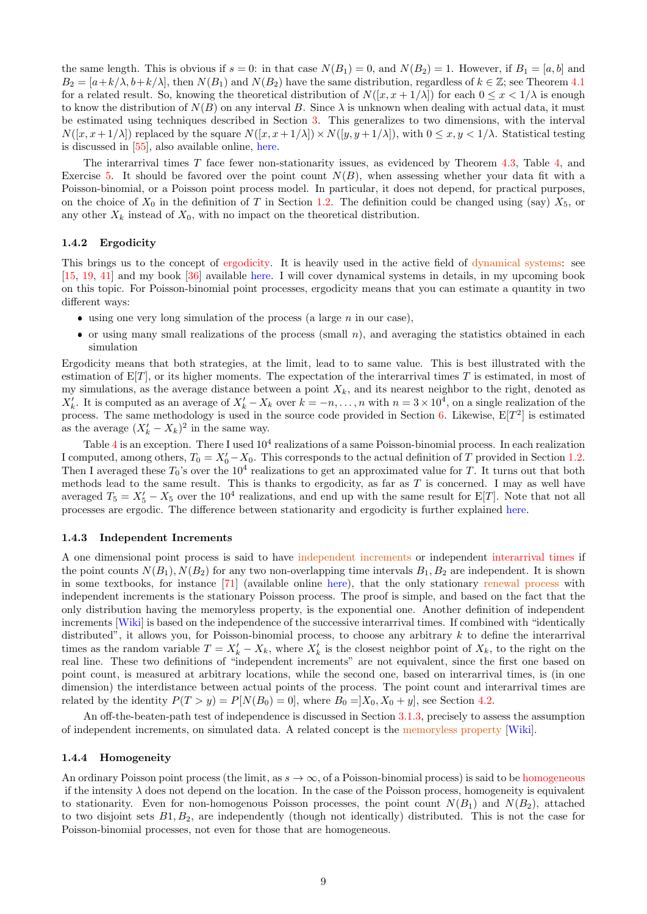the same length. This is obvious if $s = 0$: in that case $N(B_1) = 0$, and $N(B_2) = 1$. However, if $B_1 = [a, b]$ and $B_2 = [a + k/\lambda, b + k/\lambda]$, then $N(B_1)$ and $N(B_2)$ have the same distribution, regardless of $k \in \mathbb{Z}$; see Theorem 4.1 for a related result. So, knowing the theoretical distribution of $N([x, x + 1/\lambda])$ for each $0 \leq x < 1/\lambda$ is enough to know the distribution of $N(B)$ on any interval $B$. Since $\lambda$ is unknown when dealing with actual data, it must be estimated using techniques described in Section 3. This generalizes to two dimensions, with the interval $N([x, x + 1/\lambda])$ replaced by the square $N([x, x + 1/\lambda]) \times N([y, y + 1/\lambda])$, with $0 \leq x, y < 1/\lambda$. Statistical testing is discussed in [55], also available online, here.

The interarrival times $T$ face fewer non-stationarity issues, as evidenced by Theorem 4.3, Table 4, and Exercise 5. It should be favored over the point count $N(B)$, when assessing whether your data fit with a Poisson-binomial, or a Poisson point process model. In particular, it does not depend, for practical purposes, on the choice of $X_0$ in the definition of $T$ in Section 1.2. The definition could be changed using (say) $X_5$, or any other $X_k$ instead of $X_0$, with no impact on the theoretical distribution.

### 1.4.2 Ergodicity

This brings us to the concept of ergodicity. It is heavily used in the active field of dynamical systems: see [15, 19, 41] and my book [36] available here. I will cover dynamical systems in details, in my upcoming book on this topic. For Poisson-binomial point processes, ergodicity means that you can estimate a quantity in two different ways:

- using one very long simulation of the process (a large $n$ in our case),
- or using many small realizations of the process (small $n$), and averaging the statistics obtained in each simulation

Ergodicity means that both strategies, at the limit, lead to to same value. This is best illustrated with the estimation of $\text{E}[T]$, or its higher moments. The expectation of the interarrival times $T$ is estimated, in most of my simulations, as the average distance between a point $X_k$, and its nearest neighbor to the right, denoted as $X'_k$. It is computed as an average of $X'_k - X_k$ over $k = -n, \dots, n$ with $n = 3 \times 10^4$, on a single realization of the process. The same methodology is used in the source code provided in Section 6. Likewise, $\text{E}[T^2]$ is estimated as the average $(X'_k - X_k)^2$ in the same way.

Table 4 is an exception. There I used $10^4$ realizations of a same Poisson-binomial process. In each realization I computed, among others, $T_0 = X'_0 - X_0$. This corresponds to the actual definition of $T$ provided in Section 1.2. Then I averaged these $T_0$'s over the $10^4$ realizations to get an approximated value for $T$. It turns out that both methods lead to the same result. This is thanks to ergodicity, as far as $T$ is concerned. I may as well have averaged $T_5 = X'_5 - X_5$ over the $10^4$ realizations, and end up with the same result for $\text{E}[T]$. Note that not all processes are ergodic. The difference between stationarity and ergodicity is further explained here.

### 1.4.3 Independent Increments

A one dimensional point process is said to have independent increments or independent interarrival times if the point counts $N(B_1), N(B_2)$ for any two non-overlapping time intervals $B_1, B_2$ are independent. It is shown in some textbooks, for instance [71] (available online here), that the only stationary renewal process with independent increments is the stationary Poisson process. The proof is simple, and based on the fact that the only distribution having the memoryless property, is the exponential one. Another definition of independent increments [Wiki] is based on the independence of the successive interarrival times. If combined with "identically distributed", it allows you, for Poisson-binomial process, to choose any arbitrary $k$ to define the interarrival times as the random variable $T = X'_k - X_k$, where $X'_k$ is the closest neighbor point of $X_k$, to the right on the real line. These two definitions of "independent increments" are not equivalent, since the first one based on point count, is measured at arbitrary locations, while the second one, based on interarrival times, is (in one dimension) the interdistance between actual points of the process. The point count and interarrival times are related by the identity $P(T > y) = P[N(B_0) = 0]$, where $B_0 = ]X_0, X_0 + y]$, see Section 4.2.

An off-the-beaten-path test of independence is discussed in Section 3.1.3, precisely to assess the assumption of independent increments, on simulated data. A related concept is the memoryless property [Wiki].

### 1.4.4 Homogeneity

An ordinary Poisson point process (the limit, as $s \to \infty$, of a Poisson-binomial process) is said to be homogeneous if the intensity $\lambda$ does not depend on the location. In the case of the Poisson process, homogeneity is equivalent to stationarity. Even for non-homogeneous Poisson processes, the point count $N(B_1)$ and $N(B_2)$, attached to two disjoint sets $B1, B2$, are independently (though not identically) distributed. This is not the case for Poisson-binomial processes, not even for those that are homogeneous.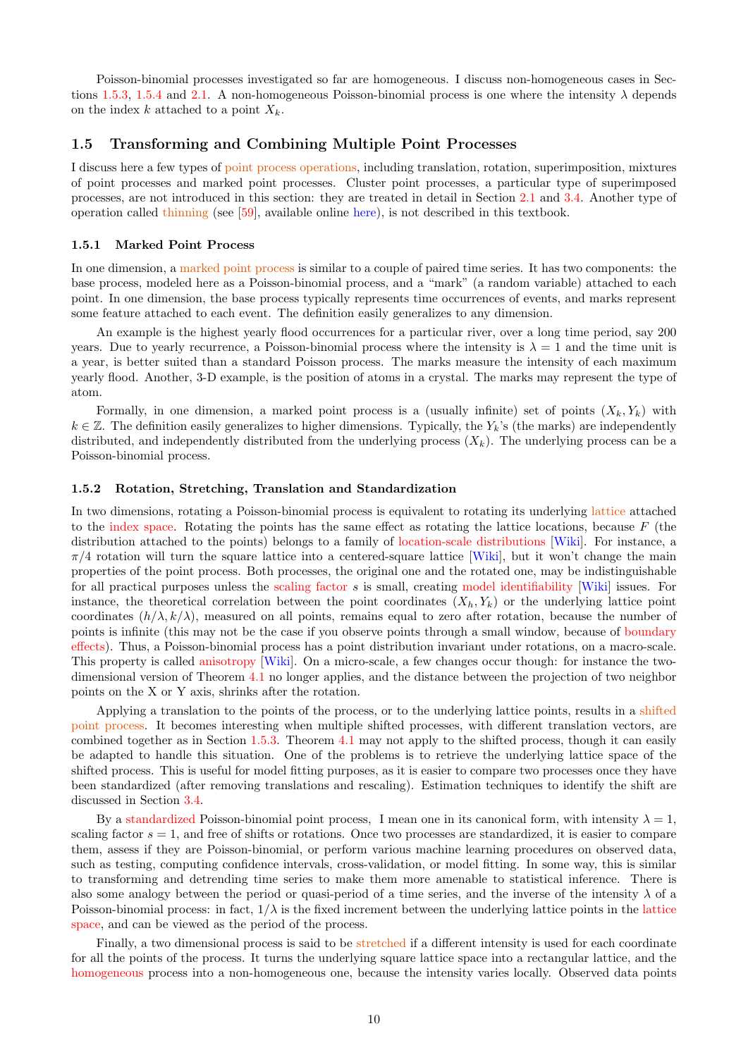Poisson-binomial processes investigated so far are homogeneous. I discuss non-homogeneous cases in Sections 1.5.3, 1.5.4 and 2.1. A non-homogeneous Poisson-binomial process is one where the intensity $\lambda$ depends on the index $k$ attached to a point $X_k$.

## 1.5 Transforming and Combining Multiple Point Processes

I discuss here a few types of point process operations, including translation, rotation, superimposition, mixtures of point processes and marked point processes. Cluster point processes, a particular type of superimposed processes, are not introduced in this section: they are treated in detail in Section 2.1 and 3.4. Another type of operation called thinning (see [59], available online here), is not described in this textbook.

### 1.5.1 Marked Point Process

In one dimension, a marked point process is similar to a couple of paired time series. It has two components: the base process, modeled here as a Poisson-binomial process, and a "mark" (a random variable) attached to each point. In one dimension, the base process typically represents time occurrences of events, and marks represent some feature attached to each event. The definition easily generalizes to any dimension.

An example is the highest yearly flood occurrences for a particular river, over a long time period, say 200 years. Due to yearly recurrence, a Poisson-binomial process where the intensity is $\lambda = 1$ and the time unit is a year, is better suited than a standard Poisson process. The marks measure the intensity of each maximum yearly flood. Another, 3-D example, is the position of atoms in a crystal. The marks may represent the type of atom.

Formally, in one dimension, a marked point process is a (usually infinite) set of points $(X_k, Y_k)$ with $k \in \mathbb{Z}$. The definition easily generalizes to higher dimensions. Typically, the $Y_k$'s (the marks) are independently distributed, and independently distributed from the underlying process $(X_k)$. The underlying process can be a Poisson-binomial process.

### 1.5.2 Rotation, Stretching, Translation and Standardization

In two dimensions, rotating a Poisson-binomial process is equivalent to rotating its underlying lattice attached to the index space. Rotating the points has the same effect as rotating the lattice locations, because $F$ (the distribution attached to the points) belongs to a family of location-scale distributions [Wiki]. For instance, a $\pi/4$ rotation will turn the square lattice into a centered-square lattice [Wiki], but it won't change the main properties of the point process. Both processes, the original one and the rotated one, may be indistinguishable for all practical purposes unless the scaling factor $s$ is small, creating model identifiability [Wiki] issues. For instance, the theoretical correlation between the point coordinates $(X_h, Y_k)$ or the underlying lattice point coordinates $(h/\lambda, k/\lambda)$, measured on all points, remains equal to zero after rotation, because the number of points is infinite (this may not be the case if you observe points through a small window, because of boundary effects). Thus, a Poisson-binomial process has a point distribution invariant under rotations, on a macro-scale. This property is called anisotropy [Wiki]. On a micro-scale, a few changes occur though: for instance the two-dimensional version of Theorem 4.1 no longer applies, and the distance between the projection of two neighbor points on the X or Y axis, shrinks after the rotation.

Applying a translation to the points of the process, or to the underlying lattice points, results in a shifted point process. It becomes interesting when multiple shifted processes, with different translation vectors, are combined together as in Section 1.5.3. Theorem 4.1 may not apply to the shifted process, though it can easily be adapted to handle this situation. One of the problems is to retrieve the underlying lattice space of the shifted process. This is useful for model fitting purposes, as it is easier to compare two processes once they have been standardized (after removing translations and rescaling). Estimation techniques to identify the shift are discussed in Section 3.4.

By a standardized Poisson-binomial point process, I mean one in its canonical form, with intensity $\lambda = 1$, scaling factor $s = 1$, and free of shifts or rotations. Once two processes are standardized, it is easier to compare them, assess if they are Poisson-binomial, or perform various machine learning procedures on observed data, such as testing, computing confidence intervals, cross-validation, or model fitting. In some way, this is similar to transforming and detrending time series to make them more amenable to statistical inference. There is also some analogy between the period or quasi-period of a time series, and the inverse of the intensity $\lambda$ of a Poisson-binomial process: in fact, $1/\lambda$ is the fixed increment between the underlying lattice points in the lattice space, and can be viewed as the period of the process.

Finally, a two dimensional process is said to be stretched if a different intensity is used for each coordinate for all the points of the process. It turns the underlying square lattice space into a rectangular lattice, and the homogeneous process into a non-homogeneous one, because the intensity varies locally. Observed data points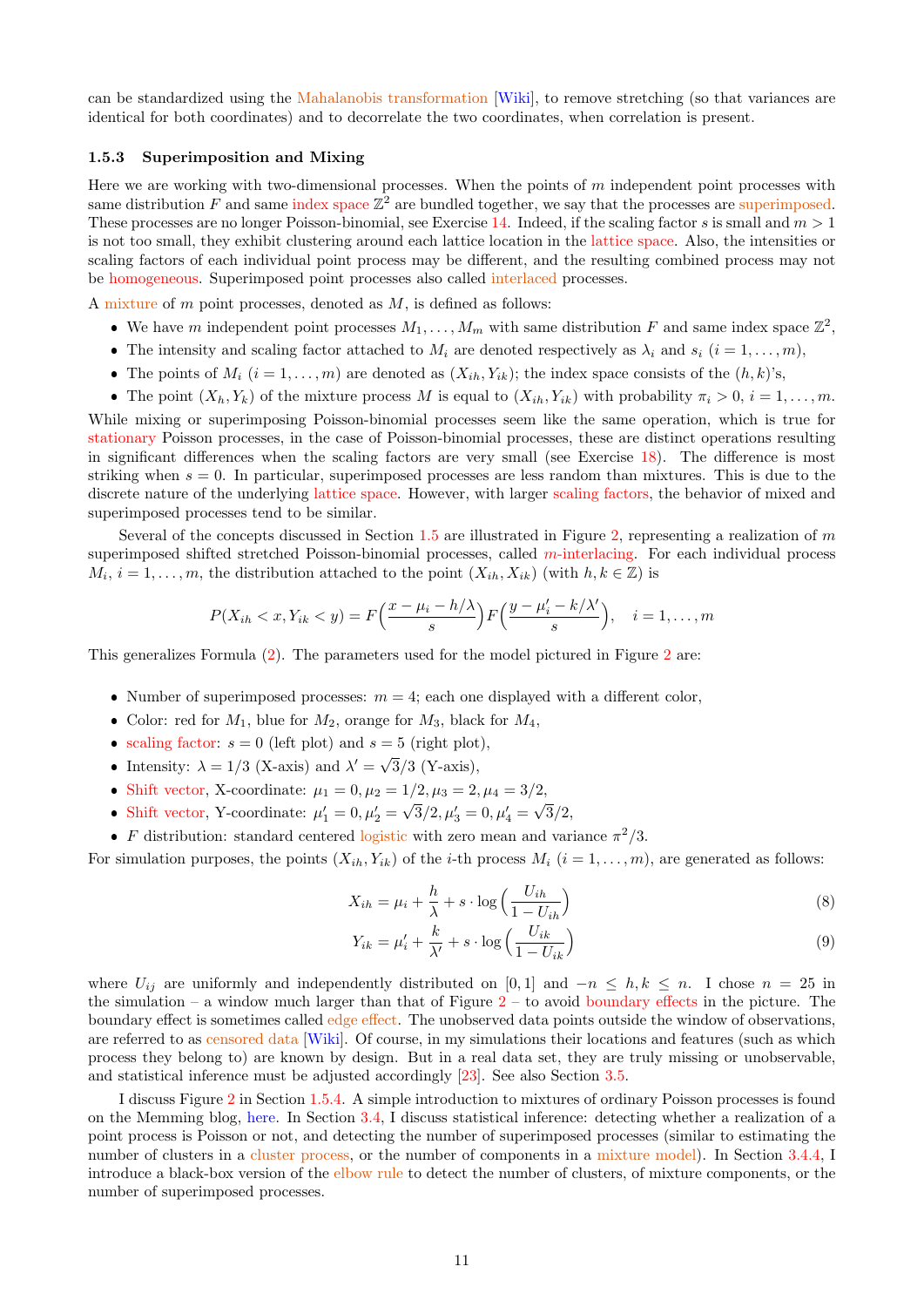can be standardized using the Mahalanobis transformation [Wiki], to remove stretching (so that variances are identical for both coordinates) and to decorrelate the two coordinates, when correlation is present.

### 1.5.3 Superimposition and Mixing

Here we are working with two-dimensional processes. When the points of $m$ independent point processes with same distribution $F$ and same index space $\mathbb{Z}^2$ are bundled together, we say that the processes are superimposed. These processes are no longer Poisson-binomial, see Exercise 14. Indeed, if the scaling factor $s$ is small and $m > 1$ is not too small, they exhibit clustering around each lattice location in the lattice space. Also, the intensities or scaling factors of each individual point process may be different, and the resulting combined process may not be homogeneous. Superimposed point processes also called interlaced processes.

A mixture of $m$ point processes, denoted as $M$, is defined as follows:

- We have $m$ independent point processes $M_1, \dots, M_m$ with same distribution $F$ and same index space $\mathbb{Z}^2$,
- The intensity and scaling factor attached to $M_i$ are denoted respectively as $\lambda_i$ and $s_i$ $(i = 1, \dots, m)$,
- The points of $M_i$ $(i = 1, \dots, m)$ are denoted as $(X_{ih}, Y_{ik})$; the index space consists of the $(h, k)$'s,
- The point $(X_h, Y_k)$ of the mixture process $M$ is equal to $(X_{ih}, Y_{ik})$ with probability $\pi_i > 0$, $i = 1, \dots, m$.

While mixing or superimposing Poisson-binomial processes seem like the same operation, which is true for stationary Poisson processes, in the case of Poisson-binomial processes, these are distinct operations resulting in significant differences when the scaling factors are very small (see Exercise 18). The difference is most striking when $s = 0$. In particular, superimposed processes are less random than mixtures. This is due to the discrete nature of the underlying lattice space. However, with larger scaling factors, the behavior of mixed and superimposed processes tend to be similar.

Several of the concepts discussed in Section 1.5 are illustrated in Figure 2, representing a realization of $m$ superimposed shifted stretched Poisson-binomial processes, called $m$-interlacing. For each individual process $M_i$, $i = 1, \dots, m$, the distribution attached to the point $(X_{ih}, X_{ik})$ (with $h, k \in \mathbb{Z}$) is

$$P(X_{ih} < x, Y_{ik} < y) = F\Big(\frac{x - \mu_i - h/\lambda}{s}\Big) F\Big(\frac{y - \mu_i' - k/\lambda'}{s}\Big), \quad i = 1, \dots, m$$

This generalizes Formula (2). The parameters used for the model pictured in Figure 2 are:

- Number of superimposed processes: $m = 4$; each one displayed with a different color,
- Color: red for $M_1$, blue for $M_2$, orange for $M_3$, black for $M_4$,
- scaling factor: $s = 0$ (left plot) and $s = 5$ (right plot),
- Intensity: $\lambda = 1/3$ (X-axis) and $\lambda' = \sqrt{3}/3$ (Y-axis),
- Shift vector, X-coordinate: $\mu_1 = 0, \mu_2 = 1/2, \mu_3 = 2, \mu_4 = 3/2$,
- Shift vector, Y-coordinate: $\mu_1' = 0, \mu_2' = \sqrt{3}/2, \mu_3' = 0, \mu_4' = \sqrt{3}/2$,
- $F$ distribution: standard centered logistic with zero mean and variance $\pi^2/3$.

For simulation purposes, the points $(X_{ih}, Y_{ik})$ of the $i$-th process $M_i$ $(i = 1, \dots, m)$, are generated as follows:

$$X_{ih} = \mu_i + \frac{h}{\lambda} + s \cdot \log\Big(\frac{U_{ih}}{1 - U_{ih}}\Big) \tag{8}$$

$$Y_{ik} = \mu_i' + \frac{k}{\lambda'} + s \cdot \log\Big(\frac{U_{ik}}{1 - U_{ik}}\Big) \tag{9}$$

where $U_{ij}$ are uniformly and independently distributed on $[0, 1]$ and $-n \le h, k \le n$. I chose $n = 25$ in the simulation – a window much larger than that of Figure 2 – to avoid boundary effects in the picture. The boundary effect is sometimes called edge effect. The unobserved data points outside the window of observations, are referred to as censored data [Wiki]. Of course, in my simulations their locations and features (such as which process they belong to) are known by design. But in a real data set, they are truly missing or unobservable, and statistical inference must be adjusted accordingly [23]. See also Section 3.5.

I discuss Figure 2 in Section 1.5.4. A simple introduction to mixtures of ordinary Poisson processes is found on the Memming blog, here. In Section 3.4, I discuss statistical inference: detecting whether a realization of a point process is Poisson or not, and detecting the number of superimposed processes (similar to estimating the number of clusters in a cluster process, or the number of components in a mixture model). In Section 3.4.4, I introduce a black-box version of the elbow rule to detect the number of clusters, of mixture components, or the number of superimposed processes.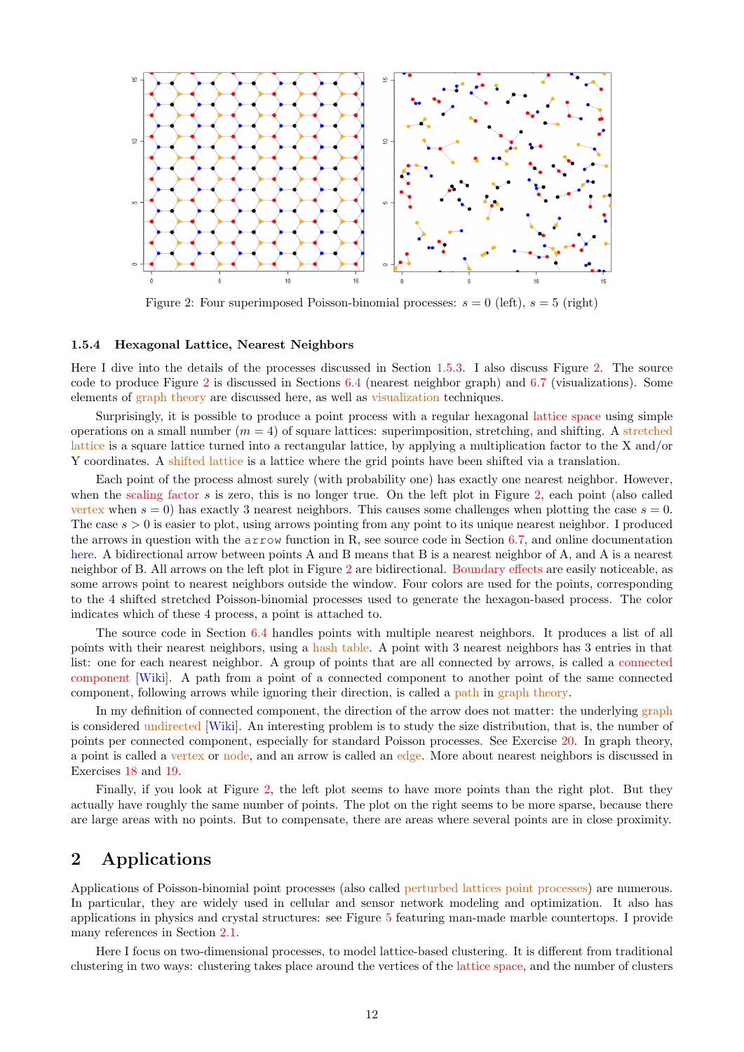0
5
10
15

0
5
10
15

0
5
10
15

0
5
10
15

Figure 2: Four superimposed Poisson-binomial processes: $s = 0$ (left), $s = 5$ (right)

### 1.5.4 Hexagonal Lattice, Nearest Neighbors

Here I dive into the details of the processes discussed in Section 1.5.3. I also discuss Figure 2. The source code to produce Figure 2 is discussed in Sections 6.4 (nearest neighbor graph) and 6.7 (visualizations). Some elements of graph theory are discussed here, as well as visualization techniques.

Surprisingly, it is possible to produce a point process with a regular hexagonal lattice space using simple operations on a small number ($m = 4$) of square lattices: superimposition, stretching, and shifting. A stretched lattice is a square lattice turned into a rectangular lattice, by applying a multiplication factor to the X and/or Y coordinates. A shifted lattice is a lattice where the grid points have been shifted via a translation.

Each point of the process almost surely (with probability one) has exactly one nearest neighbor. However, when the scaling factor $s$ is zero, this is no longer true. On the left plot in Figure 2, each point (also called vertex when $s = 0$) has exactly 3 nearest neighbors. This causes some challenges when plotting the case $s = 0$. The case $s > 0$ is easier to plot, using arrows pointing from any point to its unique nearest neighbor. I produced the arrows in question with the `arrow` function in R, see source code in Section 6.7, and online documentation here. A bidirectional arrow between points A and B means that B is a nearest neighbor of A, and A is a nearest neighbor of B. All arrows on the left plot in Figure 2 are bidirectional. Boundary effects are easily noticeable, as some arrows point to nearest neighbors outside the window. Four colors are used for the points, corresponding to the 4 shifted stretched Poisson-binomial processes used to generate the hexagon-based process. The color indicates which of these 4 process, a point is attached to.

The source code in Section 6.4 handles points with multiple nearest neighbors. It produces a list of all points with their nearest neighbors, using a hash table. A point with 3 nearest neighbors has 3 entries in that list: one for each nearest neighbor. A group of points that are all connected by arrows, is called a connected component [Wiki]. A path from a point of a connected component to another point of the same connected component, following arrows while ignoring their direction, is called a path in graph theory.

In my definition of connected component, the direction of the arrow does not matter: the underlying graph is considered undirected [Wiki]. An interesting problem is to study the size distribution, that is, the number of points per connected component, especially for standard Poisson processes. See Exercise 20. In graph theory, a point is called a vertex or node, and an arrow is called an edge. More about nearest neighbors is discussed in Exercises 18 and 19.

Finally, if you look at Figure 2, the left plot seems to have more points than the right plot. But they actually have roughly the same number of points. The plot on the right seems to be more sparse, because there are large areas with no points. But to compensate, there are areas where several points are in close proximity.

## 2 Applications

Applications of Poisson-binomial point processes (also called perturbed lattices point processes) are numerous. In particular, they are widely used in cellular and sensor network modeling and optimization. It also has applications in physics and crystal structures: see Figure 5 featuring man-made marble countertops. I provide many references in Section 2.1.

Here I focus on two-dimensional processes, to model lattice-based clustering. It is different from traditional clustering in two ways: clustering takes place around the vertices of the lattice space, and the number of clusters